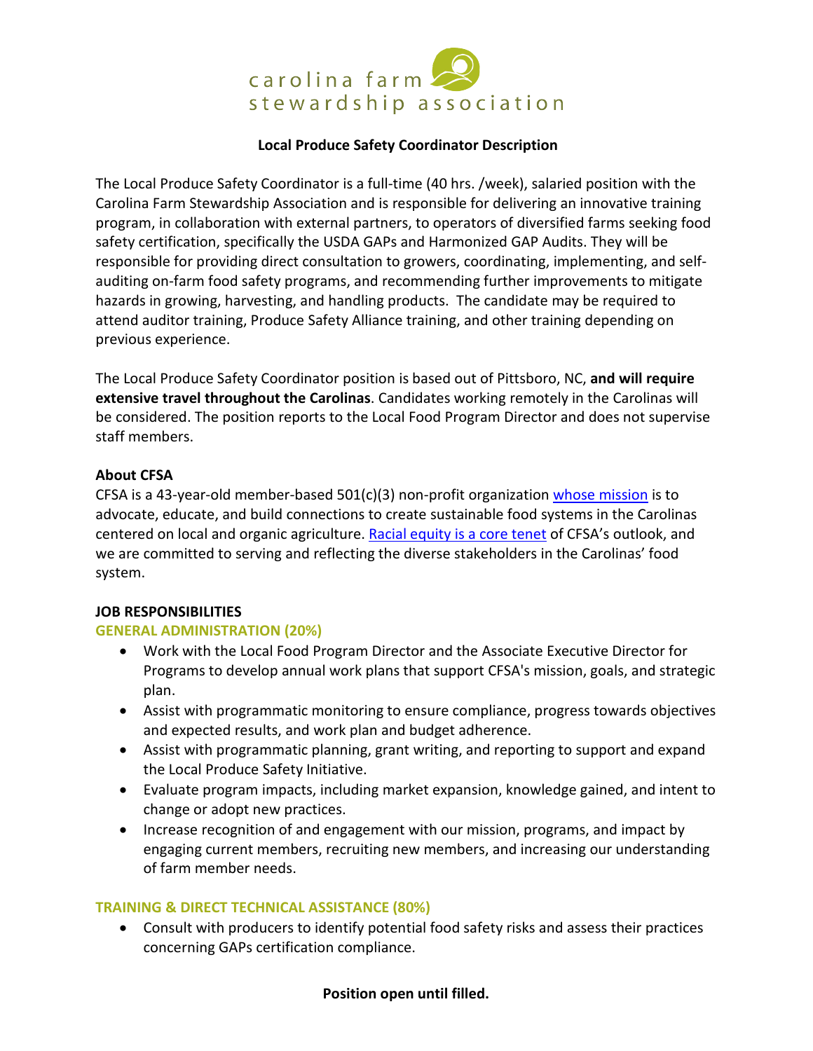carolina farm stewardship association

**Local Produce Safety Coordinator Description**

The Local Produce Safety Coordinator is a full-time (40 hrs. /week), salaried position with the Carolina Farm Stewardship Association and is responsible for delivering an innovative training program, in collaboration with external partners, to operators of diversified farms seeking food safety certification, specifically the USDA GAPs and Harmonized GAP Audits. They will be responsible for providing direct consultation to growers, coordinating, implementing, and self-auditing on-farm food safety programs, and recommending further improvements to mitigate hazards in growing, harvesting, and handling products. The candidate may be required to attend auditor training, Produce Safety Alliance training, and other training depending on previous experience.

The Local Produce Safety Coordinator position is based out of Pittsboro, NC, **and will require extensive travel throughout the Carolinas**. Candidates working remotely in the Carolinas will be considered. The position reports to the Local Food Program Director and does not supervise staff members.

**About CFSA**

CFSA is a 43-year-old member-based 501(c)(3) non-profit organization whose mission is to advocate, educate, and build connections to create sustainable food systems in the Carolinas centered on local and organic agriculture. Racial equity is a core tenet of CFSA's outlook, and we are committed to serving and reflecting the diverse stakeholders in the Carolinas' food system.

**JOB RESPONSIBILITIES**

**GENERAL ADMINISTRATION (20%)**

- Work with the Local Food Program Director and the Associate Executive Director for Programs to develop annual work plans that support CFSA's mission, goals, and strategic plan.
- Assist with programmatic monitoring to ensure compliance, progress towards objectives and expected results, and work plan and budget adherence.
- Assist with programmatic planning, grant writing, and reporting to support and expand the Local Produce Safety Initiative.
- Evaluate program impacts, including market expansion, knowledge gained, and intent to change or adopt new practices.
- Increase recognition of and engagement with our mission, programs, and impact by engaging current members, recruiting new members, and increasing our understanding of farm member needs.

**TRAINING & DIRECT TECHNICAL ASSISTANCE (80%)**

- Consult with producers to identify potential food safety risks and assess their practices concerning GAPs certification compliance.

**Position open until filled.**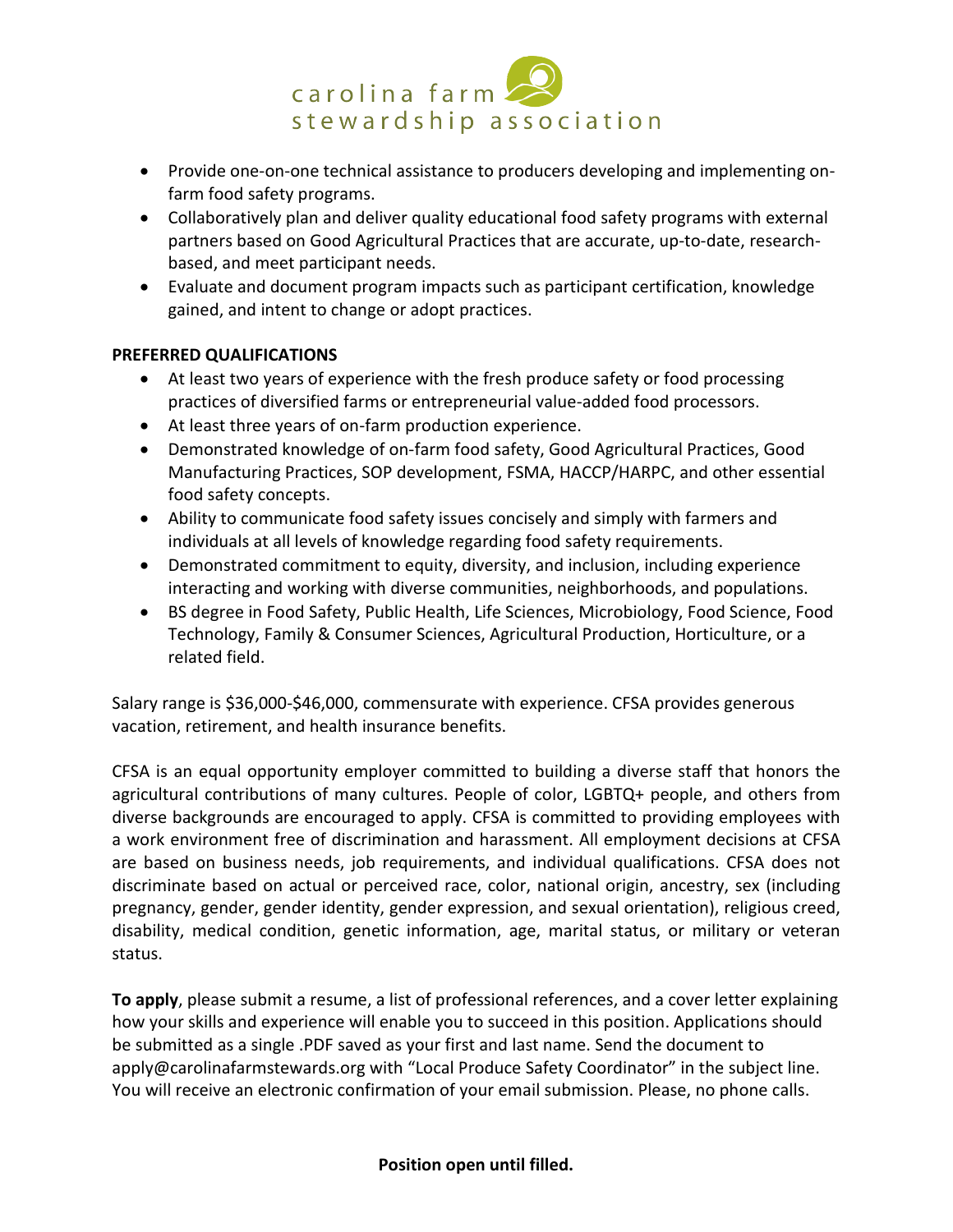- Provide one-on-one technical assistance to producers developing and implementing on-farm food safety programs.
- Collaboratively plan and deliver quality educational food safety programs with external partners based on Good Agricultural Practices that are accurate, up-to-date, research-based, and meet participant needs.
- Evaluate and document program impacts such as participant certification, knowledge gained, and intent to change or adopt practices.

**PREFERRED QUALIFICATIONS**

- At least two years of experience with the fresh produce safety or food processing practices of diversified farms or entrepreneurial value-added food processors.
- At least three years of on-farm production experience.
- Demonstrated knowledge of on-farm food safety, Good Agricultural Practices, Good Manufacturing Practices, SOP development, FSMA, HACCP/HARPC, and other essential food safety concepts.
- Ability to communicate food safety issues concisely and simply with farmers and individuals at all levels of knowledge regarding food safety requirements.
- Demonstrated commitment to equity, diversity, and inclusion, including experience interacting and working with diverse communities, neighborhoods, and populations.
- BS degree in Food Safety, Public Health, Life Sciences, Microbiology, Food Science, Food Technology, Family & Consumer Sciences, Agricultural Production, Horticulture, or a related field.

Salary range is $36,000-$46,000, commensurate with experience. CFSA provides generous vacation, retirement, and health insurance benefits.

CFSA is an equal opportunity employer committed to building a diverse staff that honors the agricultural contributions of many cultures. People of color, LGBTQ+ people, and others from diverse backgrounds are encouraged to apply. CFSA is committed to providing employees with a work environment free of discrimination and harassment. All employment decisions at CFSA are based on business needs, job requirements, and individual qualifications. CFSA does not discriminate based on actual or perceived race, color, national origin, ancestry, sex (including pregnancy, gender, gender identity, gender expression, and sexual orientation), religious creed, disability, medical condition, genetic information, age, marital status, or military or veteran status.

**To apply**, please submit a resume, a list of professional references, and a cover letter explaining how your skills and experience will enable you to succeed in this position. Applications should be submitted as a single .PDF saved as your first and last name. Send the document to apply@carolinafarmstewards.org with "Local Produce Safety Coordinator" in the subject line. You will receive an electronic confirmation of your email submission. Please, no phone calls.

**Position open until filled.**